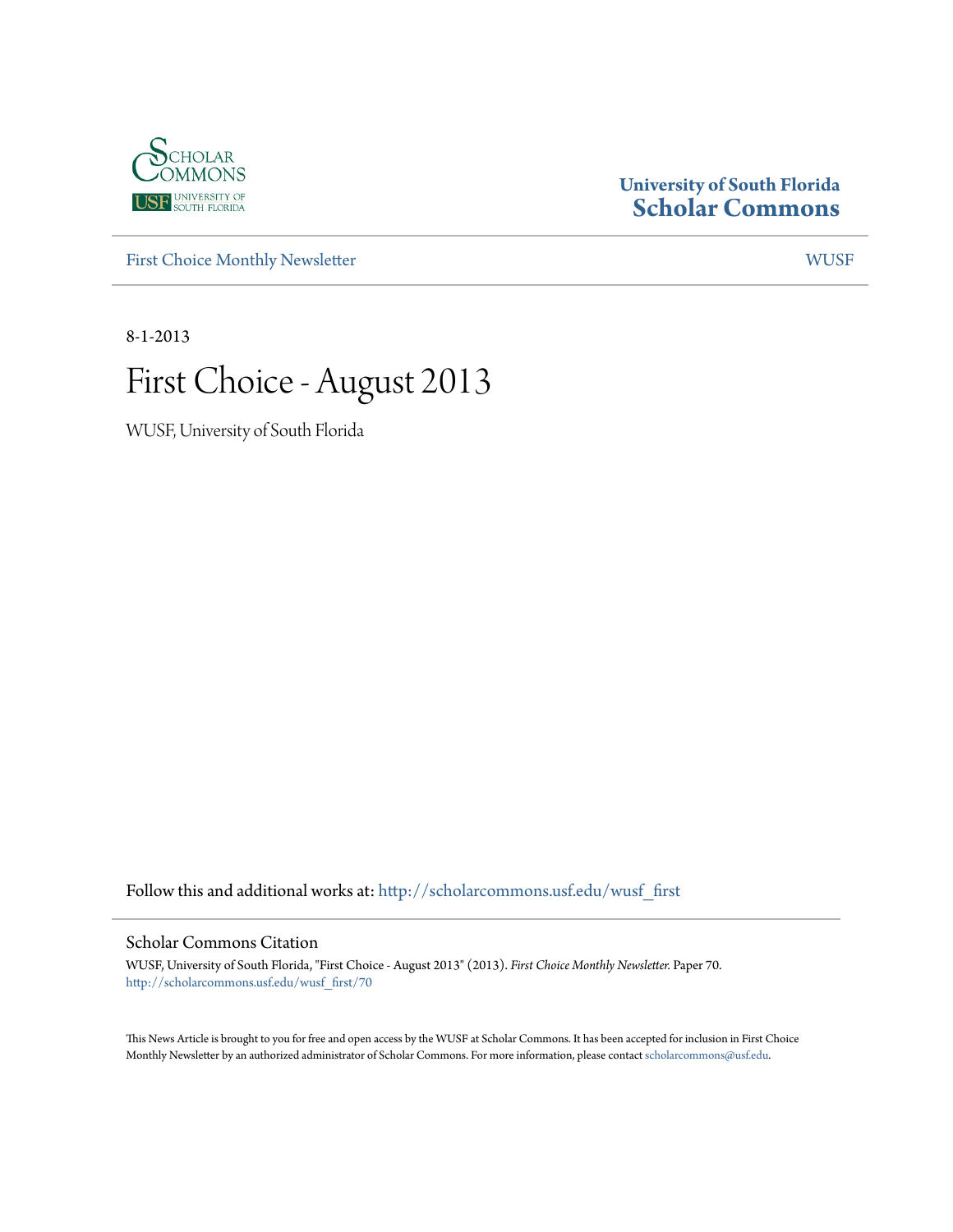University of South Florida
**Scholar Commons**

First Choice Monthly Newsletter | WUSF

8-1-2013

# First Choice - August 2013

WUSF, University of South Florida

Follow this and additional works at: http://scholarcommons.usf.edu/wusf_first

## Scholar Commons Citation

WUSF, University of South Florida, "First Choice - August 2013" (2013). *First Choice Monthly Newsletter.* Paper 70.
http://scholarcommons.usf.edu/wusf_first/70

This News Article is brought to you for free and open access by the WUSF at Scholar Commons. It has been accepted for inclusion in First Choice Monthly Newsletter by an authorized administrator of Scholar Commons. For more information, please contact scholarcommons@usf.edu.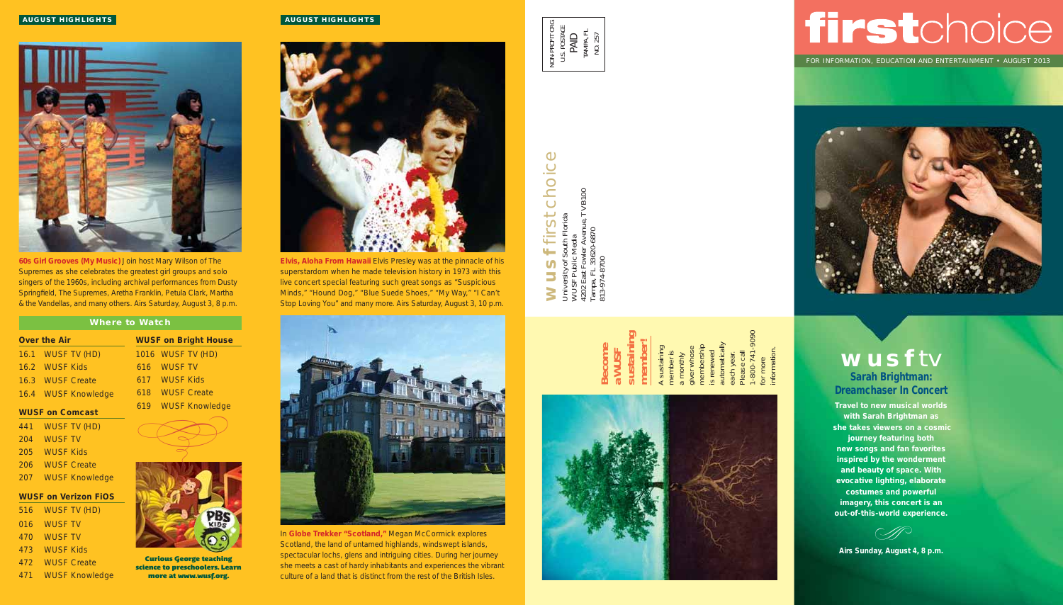AUGUST HIGHLIGHTS

**60s Girl Grooves (My Music)** Join host Mary Wilson of The Supremes as she celebrates the greatest girl groups and solo singers of the 1960s, including archival performances from Dusty Springfield, The Supremes, Aretha Franklin, Petula Clark, Martha & the Vandellas, and many others. Airs Saturday, August 3, 8 p.m.

## Where to Watch

**Over the Air**

| | |
|---|---|
| 16.1 | WUSF TV (HD) |
| 16.2 | WUSF Kids |
| 16.3 | WUSF Create |
| 16.4 | WUSF Knowledge |

**WUSF on Comcast**

| | |
|---|---|
| 441 | WUSF TV (HD) |
| 204 | WUSF TV |
| 205 | WUSF Kids |
| 206 | WUSF Create |
| 207 | WUSF Knowledge |

**WUSF on Verizon FiOS**

| | |
|---|---|
| 516 | WUSF TV (HD) |
| 016 | WUSF TV |
| 470 | WUSF TV |
| 473 | WUSF Kids |
| 472 | WUSF Create |
| 471 | WUSF Knowledge |

**WUSF on Bright House**

| | |
|---|---|
| 1016 | WUSF TV (HD) |
| 616 | WUSF TV |
| 617 | WUSF Kids |
| 618 | WUSF Create |
| 619 | WUSF Knowledge |

**Curious George teaching science to preschoolers. Learn more at www.wusf.org.**

AUGUST HIGHLIGHTS

**Elvis, Aloha From Hawaii** Elvis Presley was at the pinnacle of his superstardom when he made television history in 1973 with this live concert special featuring such great songs as "Suspicious Minds," "Hound Dog," "Blue Suede Shoes," "My Way," "I Can't Stop Loving You" and many more. Airs Saturday, August 3, 10 p.m.

In **Globe Trekker "Scotland,"** Megan McCormick explores Scotland, the land of untamed highlands, windswept islands, spectacular lochs, glens and intriguing cities. During her journey she meets a cast of hardy inhabitants and experiences the vibrant culture of a land that is distinct from the rest of the British Isles.

NON-PROFIT ORG
U.S. POSTAGE
PAID
TAMPA, FL
NO. 257

**wusf** firstchoice
University of South Florida
WUSF Public Media
4202 East Fowler Avenue, TVB100
Tampa, FL 33620-6870
813-974-8700

**Become a WUSF sustaining member!** A sustaining member is a monthly giver whose membership is renewed automatically each year. Please call 1-800-741-9090 for more information.

# firstchoice

FOR INFORMATION, EDUCATION AND ENTERTAINMENT • AUGUST 2013

## wusftv

### Sarah Brightman: Dreamchaser In Concert

**Travel to new musical worlds with Sarah Brightman as she takes viewers on a cosmic journey featuring both new songs and fan favorites inspired by the wonderment and beauty of space. With evocative lighting, elaborate costumes and powerful imagery, this concert is an out-of-this-world experience.**

**Airs Sunday, August 4, 8 p.m.**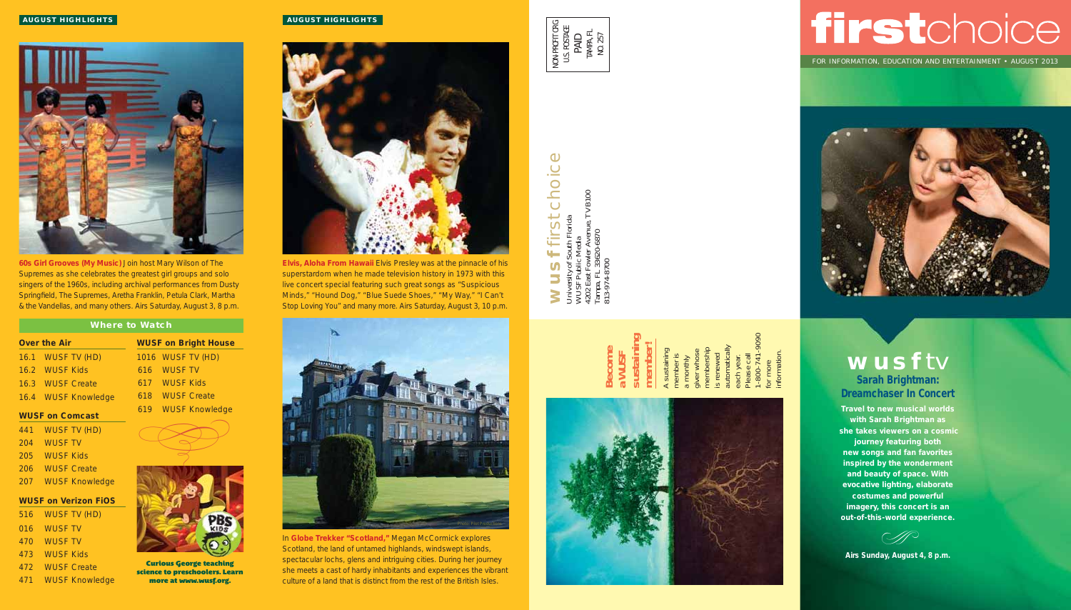## AUGUST HIGHLIGHTS

**60s Girl Grooves (My Music)** Join host Mary Wilson of The Supremes as she celebrates the greatest girl groups and solo singers of the 1960s, including archival performances from Dusty Springfield, The Supremes, Aretha Franklin, Petula Clark, Martha & the Vandellas, and many others. Airs Saturday, August 3, 8 p.m.

### Where to Watch

**Over the Air**

| | |
|---|---|
| 16.1 | WUSF TV (HD) |
| 16.2 | WUSF Kids |
| 16.3 | WUSF Create |
| 16.4 | WUSF Knowledge |

**WUSF on Comcast**

| | |
|---|---|
| 441 | WUSF TV (HD) |
| 204 | WUSF TV |
| 205 | WUSF Kids |
| 206 | WUSF Create |
| 207 | WUSF Knowledge |

**WUSF on Verizon FiOS**

| | |
|---|---|
| 516 | WUSF TV (HD) |
| 016 | WUSF TV |
| 470 | WUSF TV |
| 473 | WUSF Kids |
| 472 | WUSF Create |
| 471 | WUSF Knowledge |

**WUSF on Bright House**

| | |
|---|---|
| 1016 | WUSF TV (HD) |
| 616 | WUSF TV |
| 617 | WUSF Kids |
| 618 | WUSF Create |
| 619 | WUSF Knowledge |

**Curious George teaching science to preschoolers. Learn more at www.wusf.org.**

## AUGUST HIGHLIGHTS

**Elvis, Aloha From Hawaii** Elvis Presley was at the pinnacle of his superstardom when he made television history in 1973 with this live concert special featuring such great songs as "Suspicious Minds," "Hound Dog," "Blue Suede Shoes," "My Way," "I Can't Stop Loving You" and many more. Airs Saturday, August 3, 10 p.m.

Photo: Pilot Productions

In **Globe Trekker "Scotland,"** Megan McCormick explores Scotland, the land of untamed highlands, windswept islands, spectacular lochs, glens and intriguing cities. During her journey she meets a cast of hardy inhabitants and experiences the vibrant culture of a land that is distinct from the rest of the British Isles.

NON-PROFIT ORG
U.S. POSTAGE
PAID
TAMPA, FL
NO. 257

**wusf** firstchoice

University of South Florida
WUSF Public Media
4202 East Fowler Avenue, TVB100
Tampa, FL 33620-6870
813-974-8700

**Become a WUSF sustaining member!**

A sustaining member is a monthly giver whose membership is renewed automatically each year. Please call 1-800-741-9090 for more information.

# firstchoice

FOR INFORMATION, EDUCATION AND ENTERTAINMENT • AUGUST 2013

## wusf tv

### Sarah Brightman: Dreamchaser In Concert

**Travel to new musical worlds with Sarah Brightman as she takes viewers on a cosmic journey featuring both new songs and fan favorites inspired by the wonderment and beauty of space. With evocative lighting, elaborate costumes and powerful imagery, this concert is an out-of-this-world experience.**

**Airs Sunday, August 4, 8 p.m.**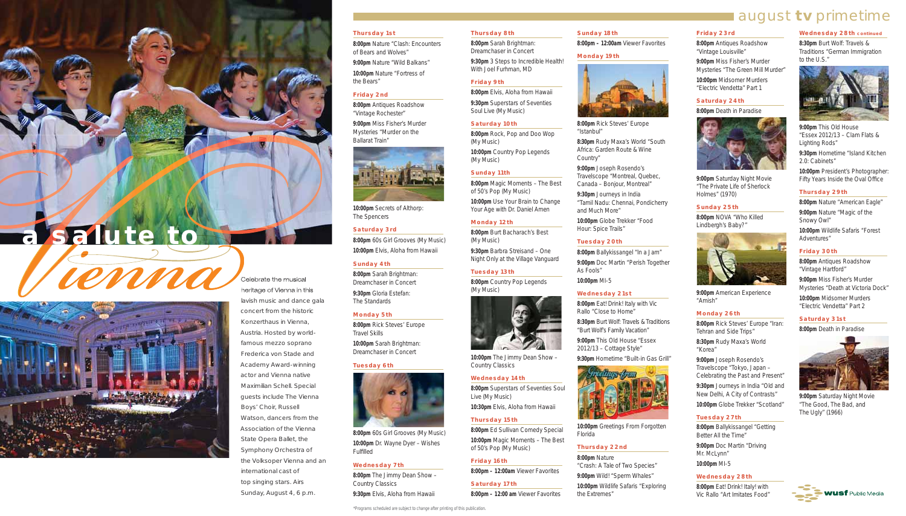# august tv primetime

## a salute to *Vienna*

Celebrate the musical heritage of Vienna in this lavish music and dance gala concert from the historic Konzerthaus in Vienna, Austria. Hosted by world-famous mezzo soprano Frederica von Stade and Academy Award-winning actor and Vienna native Maximilian Schell. Special guests include The Vienna Boys' Choir, Russell Watson, dancers from the Association of the Vienna State Opera Ballet, the Symphony Orchestra of the Volksoper Vienna and an international cast of top singing stars. Airs Sunday, August 4, 6 p.m.

### Thursday 1st

**8:00pm** Nature "Clash: Encounters of Bears and Wolves"

**9:00pm** Nature "Wild Balkans"

**10:00pm** Nature "Fortress of the Bears"

### Friday 2nd

**8:00pm** Antiques Roadshow "Vintage Rochester"

**9:00pm** Miss Fisher's Murder Mysteries "Murder on the Ballarat Train"

**10:00pm** Secrets of Althorp: The Spencers

### Saturday 3rd

**8:00pm** 60s Girl Grooves (My Music)

**10:00pm** Elvis, Aloha from Hawaii

### Sunday 4th

**8:00pm** Sarah Brightman: Dreamchaser in Concert

**9:30pm** Gloria Estefan: The Standards

### Monday 5th

**8:00pm** Rick Steves' Europe Travel Skills

**10:00pm** Sarah Brightman: Dreamchaser in Concert

### Tuesday 6th

**8:00pm** 60s Girl Grooves (My Music)

**10:00pm** Dr. Wayne Dyer – Wishes Fulfilled

### Wednesday 7th

**8:00pm** The Jimmy Dean Show – Country Classics

**9:30pm** Elvis, Aloha from Hawaii

### Thursday 8th

**8:00pm** Sarah Brightman: Dreamchaser in Concert

**9:30pm** 3 Steps to Incredible Health! With Joel Furhman, MD

### Friday 9th

**8:00pm** Elvis, Aloha from Hawaii

**9:30pm** Superstars of Seventies Soul Live (My Music)

### Saturday 10th

**8:00pm** Rock, Pop and Doo Wop (My Music)

**10:00pm** Country Pop Legends (My Music)

### Sunday 11th

**8:00pm** Magic Moments – The Best of 50's Pop (My Music)

**10:00pm** Use Your Brain to Change Your Age with Dr. Daniel Amen

### Monday 12th

**8:00pm** Burt Bacharach's Best (My Music)

**9:30pm** Barbra Streisand – One Night Only at the Village Vanguard

### Tuesday 13th

**8:00pm** Country Pop Legends (My Music)

**10:00pm** The Jimmy Dean Show – Country Classics

### Wednesday 14th

**8:00pm** Superstars of Seventies Soul Live (My Music)

**10:30pm** Elvis, Aloha from Hawaii

### Thursday 15th

**8:00pm** Ed Sullivan Comedy Special

**10:00pm** Magic Moments – The Best of 50's Pop (My Music)

### Friday 16th

**8:00pm – 12:00am** Viewer Favorites

### Saturday 17th

**8:00pm – 12:00 am** Viewer Favorites

### Sunday 18th

**8:00pm – 12:00am** Viewer Favorites

### Monday 19th

**8:00pm** Rick Steves' Europe "Istanbul"

**8:30pm** Rudy Maxa's World "South Africa: Garden Route & Wine Country"

**9:00pm** Joseph Rosendo's Travelscope "Montreal, Quebec, Canada – Bonjour, Montreal"

**9:30pm** Journeys in India "Tamil Nadu: Chennai, Pondicherry and Much More"

**10:00pm** Globe Trekker "Food Hour: Spice Trails"

### Tuesday 20th

**8:00pm** Ballykissangel "In a Jam"

**9:00pm** Doc Martin "Perish Together As Fools"

**10:00pm** MI-5

### Wednesday 21st

**8:00pm** Eat! Drink! Italy with Vic Rallo "Close to Home"

**8:30pm** Burt Wolf: Travels & Traditions "Burt Wolf's Family Vacation"

**9:00pm** This Old House "Essex 2012/13 – Cottage Style"

**9:30pm** Hometime "Built-in Gas Grill"

**10:00pm** Greetings From Forgotten Florida

### Thursday 22nd

**8:00pm** Nature "Crash: A Tale of Two Species"

**9:00pm** Wild! "Sperm Whales"

**10:00pm** Wildlife Safaris "Exploring the Extremes"

### Friday 23rd

**8:00pm** Antiques Roadshow "Vintage Louisville"

**9:00pm** Miss Fisher's Murder Mysteries "The Green Mill Murder"

**10:00pm** Midsomer Murders "Electric Vendetta" Part 1

### Saturday 24th

**8:00pm** Death in Paradise

**9:00pm** Saturday Night Movie "The Private Life of Sherlock Holmes" (1970)

### Sunday 25th

**8:00pm** NOVA "Who Killed Lindbergh's Baby?"

**9:00pm** American Experience "Amish"

### Monday 26th

**8:00pm** Rick Steves' Europe "Iran: Tehran and Side Trips"

**8:30pm** Rudy Maxa's World "Korea"

**9:00pm** Joseph Rosendo's Travelscope "Tokyo, Japan – Celebrating the Past and Present"

**9:30pm** Journeys in India "Old and New Delhi, A City of Contrasts"

**10:00pm** Globe Trekker "Scotland"

### Tuesday 27th

**8:00pm** Ballykissangel "Getting Better All the Time"

**9:00pm** Doc Martin "Driving Mr. McLynn"

**10:00pm** MI-5

### Wednesday 28th

**8:00pm** Eat! Drink! Italy! with Vic Rallo "Art Imitates Food"

### Wednesday 28th continued

**8:30pm** Burt Wolf: Travels & Traditions "German Immigration to the U.S."

**9:00pm** This Old House "Essex 2012/13 – Clam Flats & Lighting Rods"

**9:30pm** Hometime "Island Kitchen 2.0: Cabinets"

**10:00pm** President's Photographer: Fifty Years Inside the Oval Office

### Thursday 29th

**8:00pm** Nature "American Eagle"

**9:00pm** Nature "Magic of the Snowy Owl"

**10:00pm** Wildlife Safaris "Forest Adventures"

### Friday 30th

**8:00pm** Antiques Roadshow "Vintage Hartford"

**9:00pm** Miss Fisher's Murder Mysteries "Death at Victoria Dock"

**10:00pm** Midsomer Murders "Electric Vendetta" Part 2

### Saturday 31st

**8:00pm** Death in Paradise

**9:00pm** Saturday Night Movie "The Good, The Bad, and The Ugly" (1966)

wusf Public Media

*Programs scheduled are subject to change after printing of this publication.